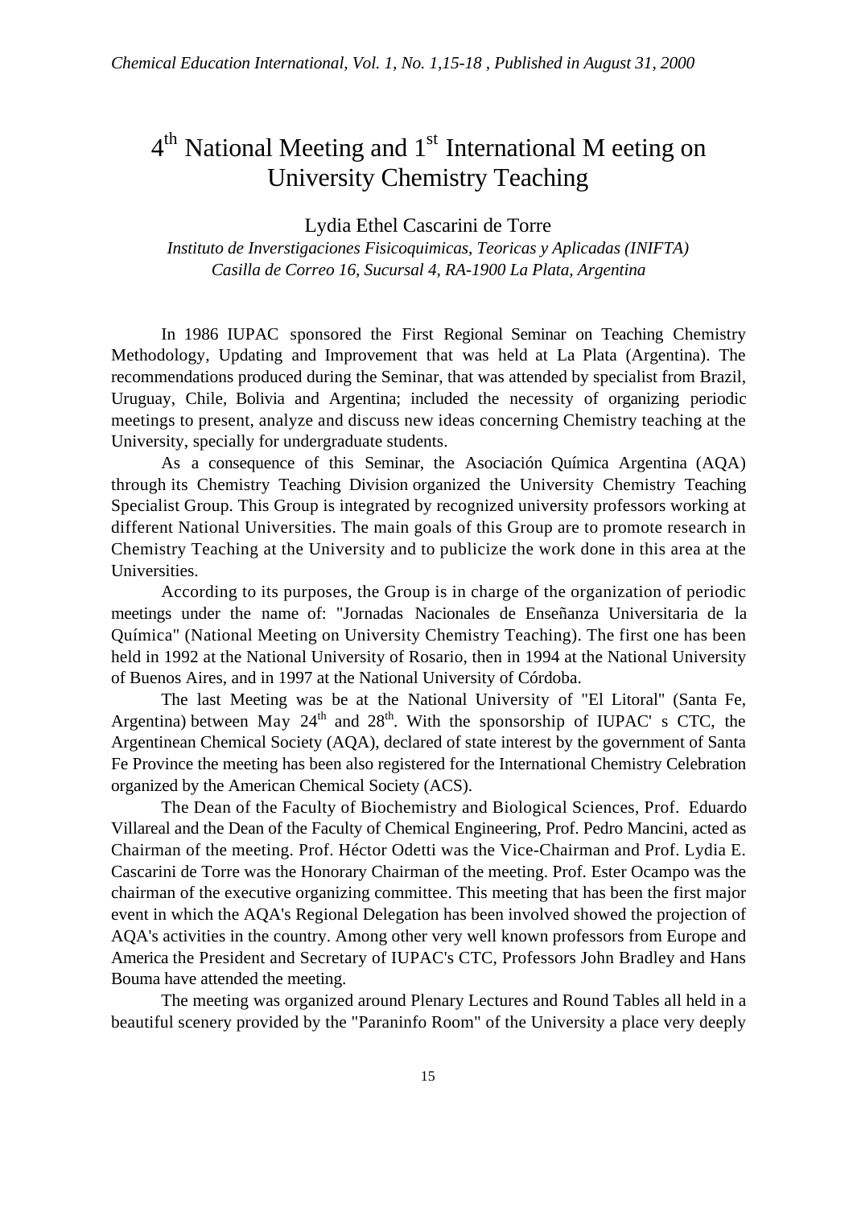# 4th National Meeting and 1st International M eeting on University Chemistry Teaching

Lydia Ethel Cascarini de Torre

*Instituto de Inverstigaciones Fisicoquimicas, Teoricas y Aplicadas (INIFTA)*
*Casilla de Correo 16, Sucursal 4, RA-1900 La Plata, Argentina*

In 1986 IUPAC sponsored the First Regional Seminar on Teaching Chemistry Methodology, Updating and Improvement that was held at La Plata (Argentina). The recommendations produced during the Seminar, that was attended by specialist from Brazil, Uruguay, Chile, Bolivia and Argentina; included the necessity of organizing periodic meetings to present, analyze and discuss new ideas concerning Chemistry teaching at the University, specially for undergraduate students.

As a consequence of this Seminar, the Asociación Química Argentina (AQA) through its Chemistry Teaching Division organized the University Chemistry Teaching Specialist Group. This Group is integrated by recognized university professors working at different National Universities. The main goals of this Group are to promote research in Chemistry Teaching at the University and to publicize the work done in this area at the Universities.

According to its purposes, the Group is in charge of the organization of periodic meetings under the name of: "Jornadas Nacionales de Enseñanza Universitaria de la Química" (National Meeting on University Chemistry Teaching). The first one has been held in 1992 at the National University of Rosario, then in 1994 at the National University of Buenos Aires, and in 1997 at the National University of Córdoba.

The last Meeting was be at the National University of "El Litoral" (Santa Fe, Argentina) between May 24th and 28th. With the sponsorship of IUPAC' s CTC, the Argentinean Chemical Society (AQA), declared of state interest by the government of Santa Fe Province the meeting has been also registered for the International Chemistry Celebration organized by the American Chemical Society (ACS).

The Dean of the Faculty of Biochemistry and Biological Sciences, Prof. Eduardo Villareal and the Dean of the Faculty of Chemical Engineering, Prof. Pedro Mancini, acted as Chairman of the meeting. Prof. Héctor Odetti was the Vice-Chairman and Prof. Lydia E. Cascarini de Torre was the Honorary Chairman of the meeting. Prof. Ester Ocampo was the chairman of the executive organizing committee. This meeting that has been the first major event in which the AQA's Regional Delegation has been involved showed the projection of AQA's activities in the country. Among other very well known professors from Europe and America the President and Secretary of IUPAC's CTC, Professors John Bradley and Hans Bouma have attended the meeting.

The meeting was organized around Plenary Lectures and Round Tables all held in a beautiful scenery provided by the "Paraninfo Room" of the University a place very deeply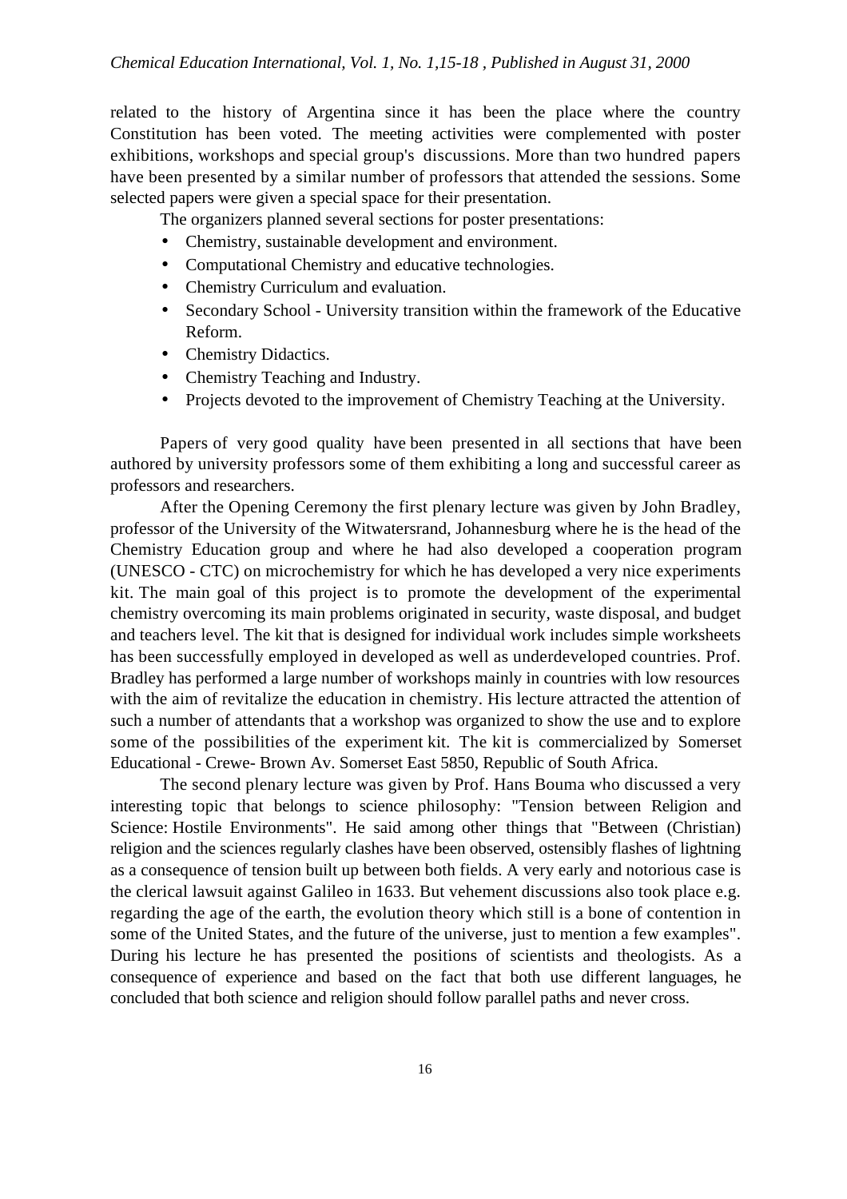related to the history of Argentina since it has been the place where the country Constitution has been voted. The meeting activities were complemented with poster exhibitions, workshops and special group's discussions. More than two hundred papers have been presented by a similar number of professors that attended the sessions. Some selected papers were given a special space for their presentation.

The organizers planned several sections for poster presentations:

- Chemistry, sustainable development and environment.
- Computational Chemistry and educative technologies.
- Chemistry Curriculum and evaluation.
- Secondary School - University transition within the framework of the Educative Reform.
- Chemistry Didactics.
- Chemistry Teaching and Industry.
- Projects devoted to the improvement of Chemistry Teaching at the University.

Papers of very good quality have been presented in all sections that have been authored by university professors some of them exhibiting a long and successful career as professors and researchers.

After the Opening Ceremony the first plenary lecture was given by John Bradley, professor of the University of the Witwatersrand, Johannesburg where he is the head of the Chemistry Education group and where he had also developed a cooperation program (UNESCO - CTC) on microchemistry for which he has developed a very nice experiments kit. The main goal of this project is to promote the development of the experimental chemistry overcoming its main problems originated in security, waste disposal, and budget and teachers level. The kit that is designed for individual work includes simple worksheets has been successfully employed in developed as well as underdeveloped countries. Prof. Bradley has performed a large number of workshops mainly in countries with low resources with the aim of revitalize the education in chemistry. His lecture attracted the attention of such a number of attendants that a workshop was organized to show the use and to explore some of the possibilities of the experiment kit. The kit is commercialized by Somerset Educational - Crewe- Brown Av. Somerset East 5850, Republic of South Africa.

The second plenary lecture was given by Prof. Hans Bouma who discussed a very interesting topic that belongs to science philosophy: "Tension between Religion and Science: Hostile Environments". He said among other things that "Between (Christian) religion and the sciences regularly clashes have been observed, ostensibly flashes of lightning as a consequence of tension built up between both fields. A very early and notorious case is the clerical lawsuit against Galileo in 1633. But vehement discussions also took place e.g. regarding the age of the earth, the evolution theory which still is a bone of contention in some of the United States, and the future of the universe, just to mention a few examples". During his lecture he has presented the positions of scientists and theologists. As a consequence of experience and based on the fact that both use different languages, he concluded that both science and religion should follow parallel paths and never cross.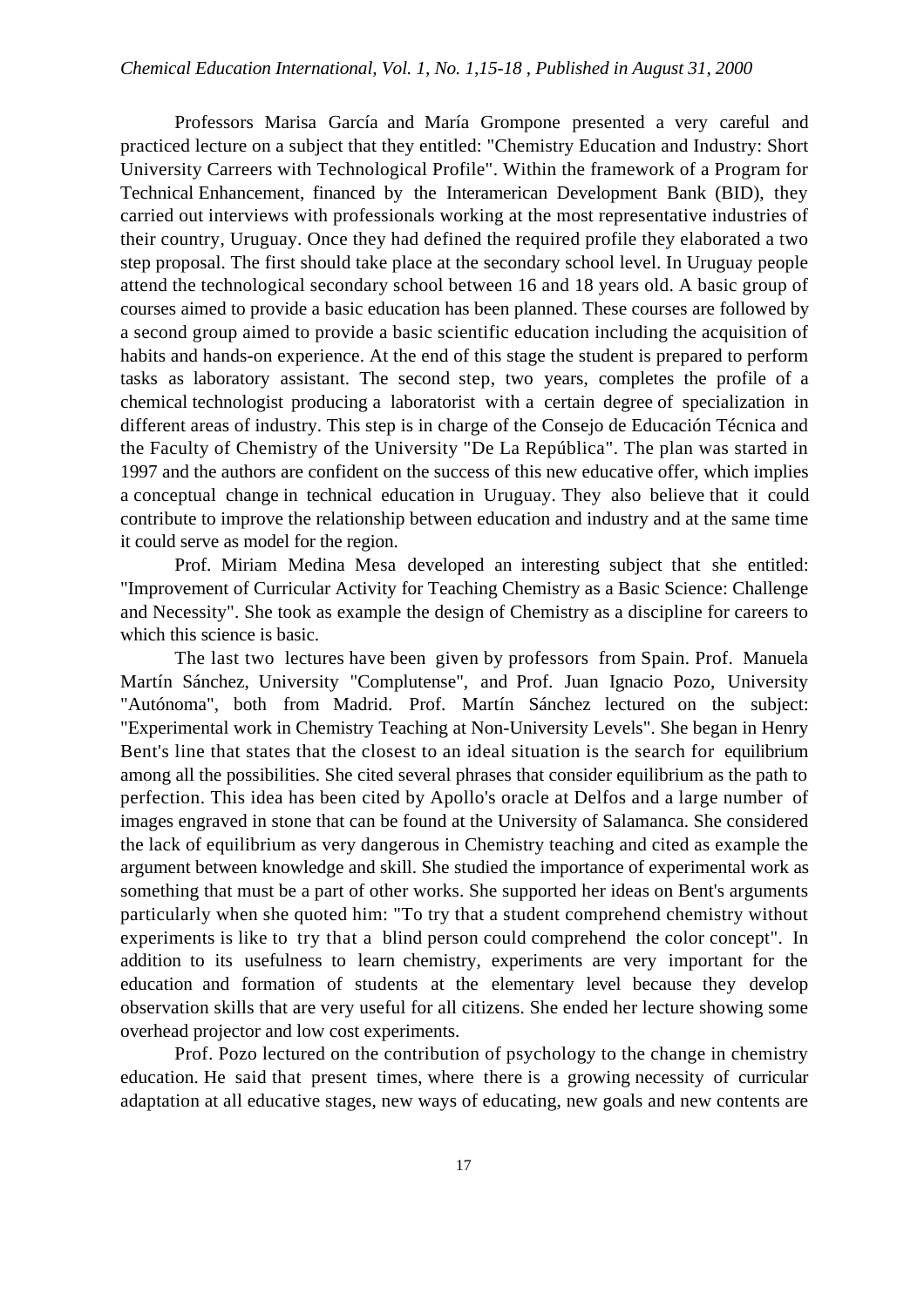Professors Marisa García and María Grompone presented a very careful and practiced lecture on a subject that they entitled: "Chemistry Education and Industry: Short University Carreers with Technological Profile". Within the framework of a Program for Technical Enhancement, financed by the Interamerican Development Bank (BID), they carried out interviews with professionals working at the most representative industries of their country, Uruguay. Once they had defined the required profile they elaborated a two step proposal. The first should take place at the secondary school level. In Uruguay people attend the technological secondary school between 16 and 18 years old. A basic group of courses aimed to provide a basic education has been planned. These courses are followed by a second group aimed to provide a basic scientific education including the acquisition of habits and hands-on experience. At the end of this stage the student is prepared to perform tasks as laboratory assistant. The second step, two years, completes the profile of a chemical technologist producing a laboratorist with a certain degree of specialization in different areas of industry. This step is in charge of the Consejo de Educación Técnica and the Faculty of Chemistry of the University "De La República". The plan was started in 1997 and the authors are confident on the success of this new educative offer, which implies a conceptual change in technical education in Uruguay. They also believe that it could contribute to improve the relationship between education and industry and at the same time it could serve as model for the region.

Prof. Miriam Medina Mesa developed an interesting subject that she entitled: "Improvement of Curricular Activity for Teaching Chemistry as a Basic Science: Challenge and Necessity". She took as example the design of Chemistry as a discipline for careers to which this science is basic.

The last two lectures have been given by professors from Spain. Prof. Manuela Martín Sánchez, University "Complutense", and Prof. Juan Ignacio Pozo, University "Autónoma", both from Madrid. Prof. Martín Sánchez lectured on the subject: "Experimental work in Chemistry Teaching at Non-University Levels". She began in Henry Bent's line that states that the closest to an ideal situation is the search for equilibrium among all the possibilities. She cited several phrases that consider equilibrium as the path to perfection. This idea has been cited by Apollo's oracle at Delfos and a large number of images engraved in stone that can be found at the University of Salamanca. She considered the lack of equilibrium as very dangerous in Chemistry teaching and cited as example the argument between knowledge and skill. She studied the importance of experimental work as something that must be a part of other works. She supported her ideas on Bent's arguments particularly when she quoted him: "To try that a student comprehend chemistry without experiments is like to try that a blind person could comprehend the color concept". In addition to its usefulness to learn chemistry, experiments are very important for the education and formation of students at the elementary level because they develop observation skills that are very useful for all citizens. She ended her lecture showing some overhead projector and low cost experiments.

Prof. Pozo lectured on the contribution of psychology to the change in chemistry education. He said that present times, where there is a growing necessity of curricular adaptation at all educative stages, new ways of educating, new goals and new contents are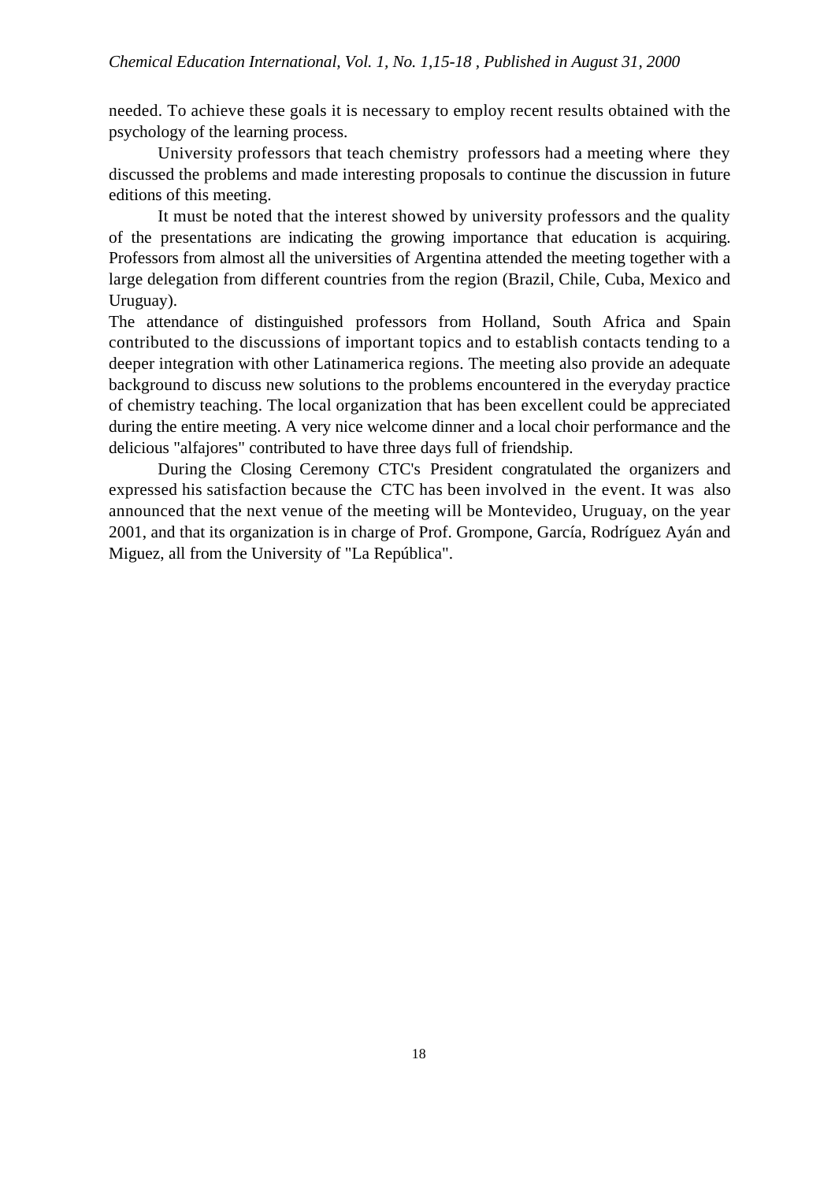needed. To achieve these goals it is necessary to employ recent results obtained with the psychology of the learning process.

University professors that teach chemistry professors had a meeting where they discussed the problems and made interesting proposals to continue the discussion in future editions of this meeting.

It must be noted that the interest showed by university professors and the quality of the presentations are indicating the growing importance that education is acquiring. Professors from almost all the universities of Argentina attended the meeting together with a large delegation from different countries from the region (Brazil, Chile, Cuba, Mexico and Uruguay).

The attendance of distinguished professors from Holland, South Africa and Spain contributed to the discussions of important topics and to establish contacts tending to a deeper integration with other Latinamerica regions. The meeting also provide an adequate background to discuss new solutions to the problems encountered in the everyday practice of chemistry teaching. The local organization that has been excellent could be appreciated during the entire meeting. A very nice welcome dinner and a local choir performance and the delicious "alfajores" contributed to have three days full of friendship.

During the Closing Ceremony CTC's President congratulated the organizers and expressed his satisfaction because the CTC has been involved in the event. It was also announced that the next venue of the meeting will be Montevideo, Uruguay, on the year 2001, and that its organization is in charge of Prof. Grompone, García, Rodríguez Ayán and Miguez, all from the University of "La República".